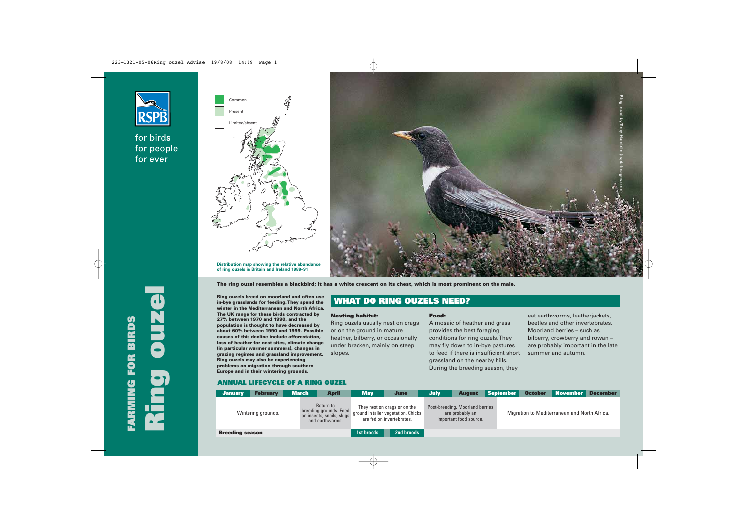for birds
for people
for ever

# FARMING FOR BIRDS

# Ring ouzel

Common

Present

Limited/absent

Distribution map showing the relative abundance of ring ouzels in Britain and Ireland 1988–91

Ring ouzel by Tony Hamblin (rspb-images.com)

**The ring ouzel resembles a blackbird; it has a white crescent on its chest, which is most prominent on the male.**

**Ring ouzels breed on moorland and often use in-bye grasslands for feeding. They spend the winter in the Mediterranean and North Africa. The UK range for these birds contracted by 27% between 1970 and 1990, and the population is thought to have decreased by about 60% between 1990 and 1999. Possible causes of this decline include afforestation, loss of heather for nest sites, climate change (in particular warmer summers), changes in grazing regimes and grassland improvement. Ring ouzels may also be experiencing problems on migration through southern Europe and in their wintering grounds.**

## WHAT DO RING OUZELS NEED?

### Nesting habitat:

Ring ouzels usually nest on crags or on the ground in mature heather, bilberry, or occasionally under bracken, mainly on steep slopes.

### Food:

A mosaic of heather and grass provides the best foraging conditions for ring ouzels. They may fly down to in-bye pastures to feed if there is insufficient short grassland on the nearby hills. During the breeding season, they eat earthworms, leatherjackets, beetles and other invertebrates. Moorland berries – such as bilberry, crowberry and rowan – are probably important in the late summer and autumn.

## ANNUAL LIFECYCLE OF A RING OUZEL

| January | February | March | April | May | June | July | August | September | October | November | December |
|---|---|---|---|---|---|---|---|---|---|---|---|
| Wintering grounds. | | | Return to breeding grounds. Feed on insects, snails, slugs and earthworms. | They nest on crags or on the ground in taller vegetation. Chicks are fed on invertebrates. | | Post-breeding. Moorland berries are probably an important food source. | | Migration to Mediterranean and North Africa. | | | |
| **Breeding season** | | | | 1st broods | 2nd broods | | | | | | |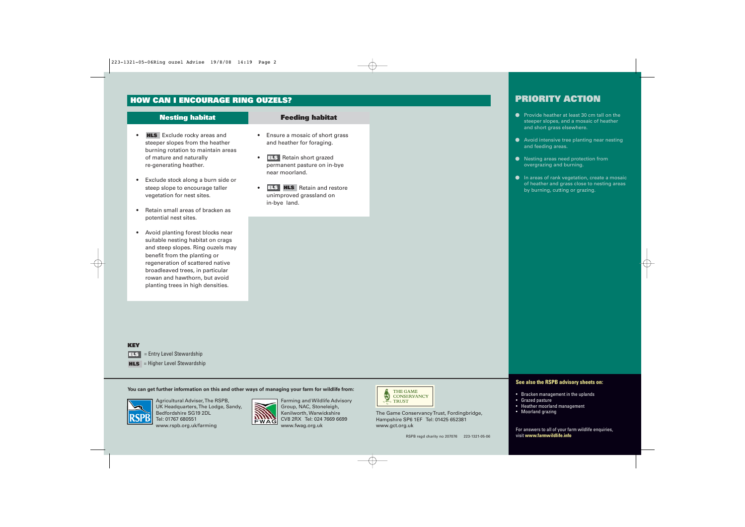## HOW CAN I ENCOURAGE RING OUZELS?

### Nesting habitat

- **HLS** Exclude rocky areas and steeper slopes from the heather burning rotation to maintain areas of mature and naturally re-generating heather.
- Exclude stock along a burn side or steep slope to encourage taller vegetation for nest sites.
- Retain small areas of bracken as potential nest sites.
- Avoid planting forest blocks near suitable nesting habitat on crags and steep slopes. Ring ouzels may benefit from the planting or regeneration of scattered native broadleaved trees, in particular rowan and hawthorn, but avoid planting trees in high densities.

### Feeding habitat

- Ensure a mosaic of short grass and heather for foraging.
- **ELS** Retain short grazed permanent pasture on in-bye near moorland.
- **ELS** **HLS** Retain and restore unimproved grassland on in-bye land.

**KEY**

**ELS** = Entry Level Stewardship

**HLS** = Higher Level Stewardship

## PRIORITY ACTION

- Provide heather at least 30 cm tall on the steeper slopes, and a mosaic of heather and short grass elsewhere.
- Avoid intensive tree planting near nesting and feeding areas.
- Nesting areas need protection from overgrazing and burning.
- In areas of rank vegetation, create a mosaic of heather and grass close to nesting areas by burning, cutting or grazing.

**You can get further information on this and other ways of managing your farm for wildlife from:**

Agricultural Adviser, The RSPB, UK Headquarters, The Lodge, Sandy, Bedfordshire SG19 2DL
Tel: 01767 680551
www.rspb.org.uk/farming

Farming and Wildlife Advisory Group, NAC, Stoneleigh, Kenilworth, Warwickshire CV8 2RX Tel: 024 7669 6699
www.fwag.org.uk

The Game Conservancy Trust, Fordingbridge, Hampshire SP6 1EF Tel: 01425 652381
www.gct.org.uk

RSPB regd charity no 207076 223-1321-05-06

**See also the RSPB advisory sheets on:**

- Bracken management in the uplands
- Grazed pasture
- Heather moorland management
- Moorland grazing

For answers to all of your farm wildlife enquiries, visit **www.farmwildlife.info**